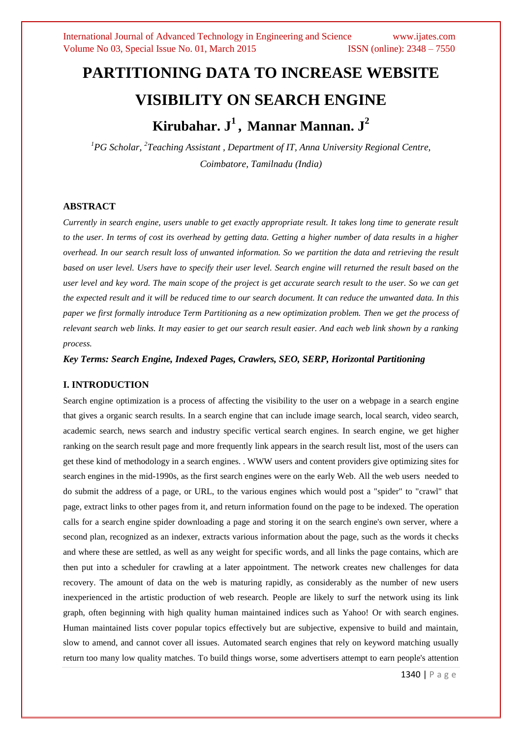# PARTITIONING DATA TO INCREASE WEBSITE VISIBILITY ON SEARCH ENGINE

## Kirubahar. J[1], Mannar Mannan. J[2]

*[1]PG Scholar, [2]Teaching Assistant , Department of IT, Anna University Regional Centre, Coimbatore, Tamilnadu (India)*

### ABSTRACT

*Currently in search engine, users unable to get exactly appropriate result. It takes long time to generate result to the user. In terms of cost its overhead by getting data. Getting a higher number of data results in a higher overhead. In our search result loss of unwanted information. So we partition the data and retrieving the result based on user level. Users have to specify their user level. Search engine will returned the result based on the user level and key word. The main scope of the project is get accurate search result to the user. So we can get the expected result and it will be reduced time to our search document. It can reduce the unwanted data. In this paper we first formally introduce Term Partitioning as a new optimization problem. Then we get the process of relevant search web links. It may easier to get our search result easier. And each web link shown by a ranking process.*

***Key Terms: Search Engine, Indexed Pages, Crawlers, SEO, SERP, Horizontal Partitioning***

### I. INTRODUCTION

Search engine optimization is a process of affecting the visibility to the user on a webpage in a search engine that gives a organic search results. In a search engine that can include image search, local search, video search, academic search, news search and industry specific vertical search engines. In search engine, we get higher ranking on the search result page and more frequently link appears in the search result list, most of the users can get these kind of methodology in a search engines. . WWW users and content providers give optimizing sites for search engines in the mid-1990s, as the first search engines were on the early Web. All the web users needed to do submit the address of a page, or URL, to the various engines which would post a "spider" to "crawl" that page, extract links to other pages from it, and return information found on the page to be indexed. The operation calls for a search engine spider downloading a page and storing it on the search engine's own server, where a second plan, recognized as an indexer, extracts various information about the page, such as the words it checks and where these are settled, as well as any weight for specific words, and all links the page contains, which are then put into a scheduler for crawling at a later appointment. The network creates new challenges for data recovery. The amount of data on the web is maturing rapidly, as considerably as the number of new users inexperienced in the artistic production of web research. People are likely to surf the network using its link graph, often beginning with high quality human maintained indices such as Yahoo! Or with search engines. Human maintained lists cover popular topics effectively but are subjective, expensive to build and maintain, slow to amend, and cannot cover all issues. Automated search engines that rely on keyword matching usually return too many low quality matches. To build things worse, some advertisers attempt to earn people's attention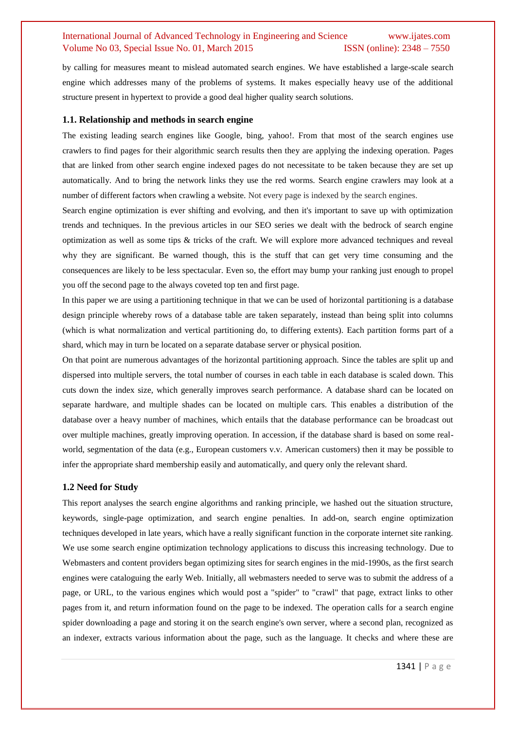by calling for measures meant to mislead automated search engines. We have established a large-scale search engine which addresses many of the problems of systems. It makes especially heavy use of the additional structure present in hypertext to provide a good deal higher quality search solutions.

### 1.1. Relationship and methods in search engine

The existing leading search engines like Google, bing, yahoo!. From that most of the search engines use crawlers to find pages for their algorithmic search results then they are applying the indexing operation. Pages that are linked from other search engine indexed pages do not necessitate to be taken because they are set up automatically. And to bring the network links they use the red worms. Search engine crawlers may look at a number of different factors when crawling a website. Not every page is indexed by the search engines.

Search engine optimization is ever shifting and evolving, and then it's important to save up with optimization trends and techniques. In the previous articles in our SEO series we dealt with the bedrock of search engine optimization as well as some tips & tricks of the craft. We will explore more advanced techniques and reveal why they are significant. Be warned though, this is the stuff that can get very time consuming and the consequences are likely to be less spectacular. Even so, the effort may bump your ranking just enough to propel you off the second page to the always coveted top ten and first page.

In this paper we are using a partitioning technique in that we can be used of horizontal partitioning is a database design principle whereby rows of a database table are taken separately, instead than being split into columns (which is what normalization and vertical partitioning do, to differing extents). Each partition forms part of a shard, which may in turn be located on a separate database server or physical position.

On that point are numerous advantages of the horizontal partitioning approach. Since the tables are split up and dispersed into multiple servers, the total number of courses in each table in each database is scaled down. This cuts down the index size, which generally improves search performance. A database shard can be located on separate hardware, and multiple shades can be located on multiple cars. This enables a distribution of the database over a heavy number of machines, which entails that the database performance can be broadcast out over multiple machines, greatly improving operation. In accession, if the database shard is based on some real-world, segmentation of the data (e.g., European customers v.v. American customers) then it may be possible to infer the appropriate shard membership easily and automatically, and query only the relevant shard.

### 1.2 Need for Study

This report analyses the search engine algorithms and ranking principle, we hashed out the situation structure, keywords, single-page optimization, and search engine penalties. In add-on, search engine optimization techniques developed in late years, which have a really significant function in the corporate internet site ranking. We use some search engine optimization technology applications to discuss this increasing technology. Due to Webmasters and content providers began optimizing sites for search engines in the mid-1990s, as the first search engines were cataloguing the early Web. Initially, all webmasters needed to serve was to submit the address of a page, or URL, to the various engines which would post a "spider" to "crawl" that page, extract links to other pages from it, and return information found on the page to be indexed. The operation calls for a search engine spider downloading a page and storing it on the search engine's own server, where a second plan, recognized as an indexer, extracts various information about the page, such as the language. It checks and where these are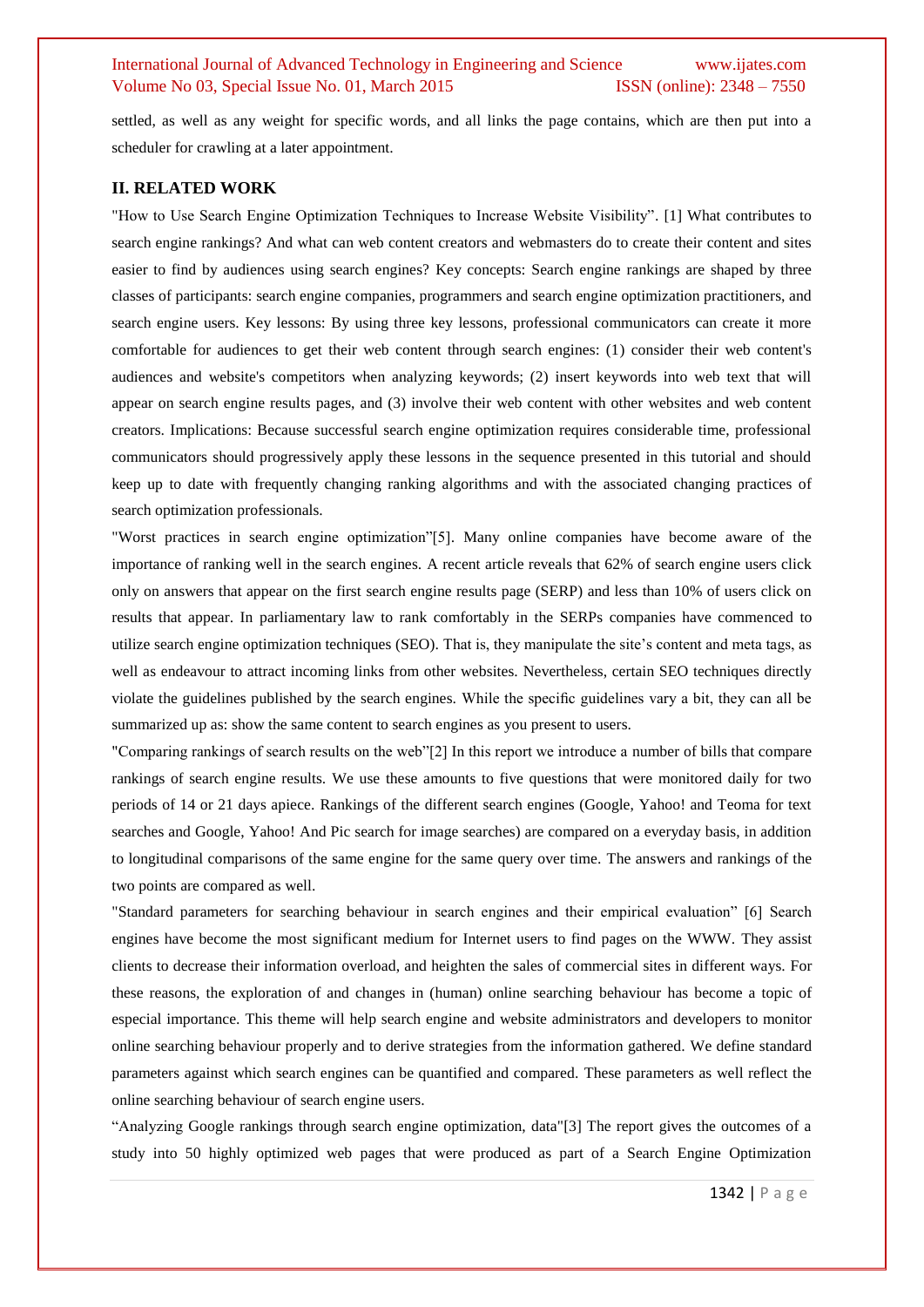settled, as well as any weight for specific words, and all links the page contains, which are then put into a scheduler for crawling at a later appointment.

## II. RELATED WORK

"How to Use Search Engine Optimization Techniques to Increase Website Visibility". [1] What contributes to search engine rankings? And what can web content creators and webmasters do to create their content and sites easier to find by audiences using search engines? Key concepts: Search engine rankings are shaped by three classes of participants: search engine companies, programmers and search engine optimization practitioners, and search engine users. Key lessons: By using three key lessons, professional communicators can create it more comfortable for audiences to get their web content through search engines: (1) consider their web content's audiences and website's competitors when analyzing keywords; (2) insert keywords into web text that will appear on search engine results pages, and (3) involve their web content with other websites and web content creators. Implications: Because successful search engine optimization requires considerable time, professional communicators should progressively apply these lessons in the sequence presented in this tutorial and should keep up to date with frequently changing ranking algorithms and with the associated changing practices of search optimization professionals.

"Worst practices in search engine optimization"[5]. Many online companies have become aware of the importance of ranking well in the search engines. A recent article reveals that 62% of search engine users click only on answers that appear on the first search engine results page (SERP) and less than 10% of users click on results that appear. In parliamentary law to rank comfortably in the SERPs companies have commenced to utilize search engine optimization techniques (SEO). That is, they manipulate the site's content and meta tags, as well as endeavour to attract incoming links from other websites. Nevertheless, certain SEO techniques directly violate the guidelines published by the search engines. While the specific guidelines vary a bit, they can all be summarized up as: show the same content to search engines as you present to users.

"Comparing rankings of search results on the web"[2] In this report we introduce a number of bills that compare rankings of search engine results. We use these amounts to five questions that were monitored daily for two periods of 14 or 21 days apiece. Rankings of the different search engines (Google, Yahoo! and Teoma for text searches and Google, Yahoo! And Pic search for image searches) are compared on a everyday basis, in addition to longitudinal comparisons of the same engine for the same query over time. The answers and rankings of the two points are compared as well.

"Standard parameters for searching behaviour in search engines and their empirical evaluation" [6] Search engines have become the most significant medium for Internet users to find pages on the WWW. They assist clients to decrease their information overload, and heighten the sales of commercial sites in different ways. For these reasons, the exploration of and changes in (human) online searching behaviour has become a topic of especial importance. This theme will help search engine and website administrators and developers to monitor online searching behaviour properly and to derive strategies from the information gathered. We define standard parameters against which search engines can be quantified and compared. These parameters as well reflect the online searching behaviour of search engine users.

"Analyzing Google rankings through search engine optimization, data"[3] The report gives the outcomes of a study into 50 highly optimized web pages that were produced as part of a Search Engine Optimization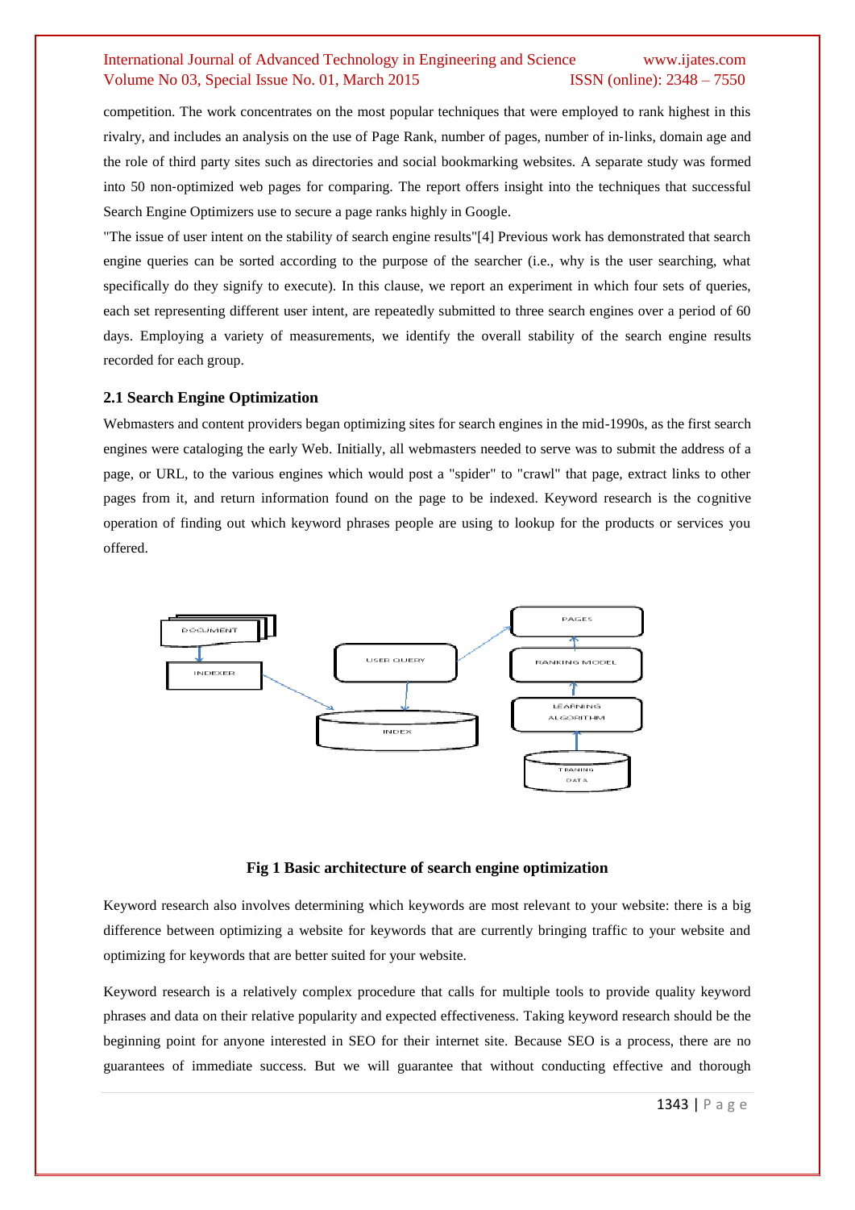competition. The work concentrates on the most popular techniques that were employed to rank highest in this rivalry, and includes an analysis on the use of Page Rank, number of pages, number of in-links, domain age and the role of third party sites such as directories and social bookmarking websites. A separate study was formed into 50 non-optimized web pages for comparing. The report offers insight into the techniques that successful Search Engine Optimizers use to secure a page ranks highly in Google.

"The issue of user intent on the stability of search engine results"[4] Previous work has demonstrated that search engine queries can be sorted according to the purpose of the searcher (i.e., why is the user searching, what specifically do they signify to execute). In this clause, we report an experiment in which four sets of queries, each set representing different user intent, are repeatedly submitted to three search engines over a period of 60 days. Employing a variety of measurements, we identify the overall stability of the search engine results recorded for each group.

### 2.1 Search Engine Optimization

Webmasters and content providers began optimizing sites for search engines in the mid-1990s, as the first search engines were cataloging the early Web. Initially, all webmasters needed to serve was to submit the address of a page, or URL, to the various engines which would post a "spider" to "crawl" that page, extract links to other pages from it, and return information found on the page to be indexed. Keyword research is the cognitive operation of finding out which keyword phrases people are using to lookup for the products or services you offered.

DOCUMENT → INDEXER → INDEX ← USER QUERY → PAGES ← RANKING MODEL ← LEARNING ALGORITHM ← TRANING DATA

**Fig 1 Basic architecture of search engine optimization**

Keyword research also involves determining which keywords are most relevant to your website: there is a big difference between optimizing a website for keywords that are currently bringing traffic to your website and optimizing for keywords that are better suited for your website.

Keyword research is a relatively complex procedure that calls for multiple tools to provide quality keyword phrases and data on their relative popularity and expected effectiveness. Taking keyword research should be the beginning point for anyone interested in SEO for their internet site. Because SEO is a process, there are no guarantees of immediate success. But we will guarantee that without conducting effective and thorough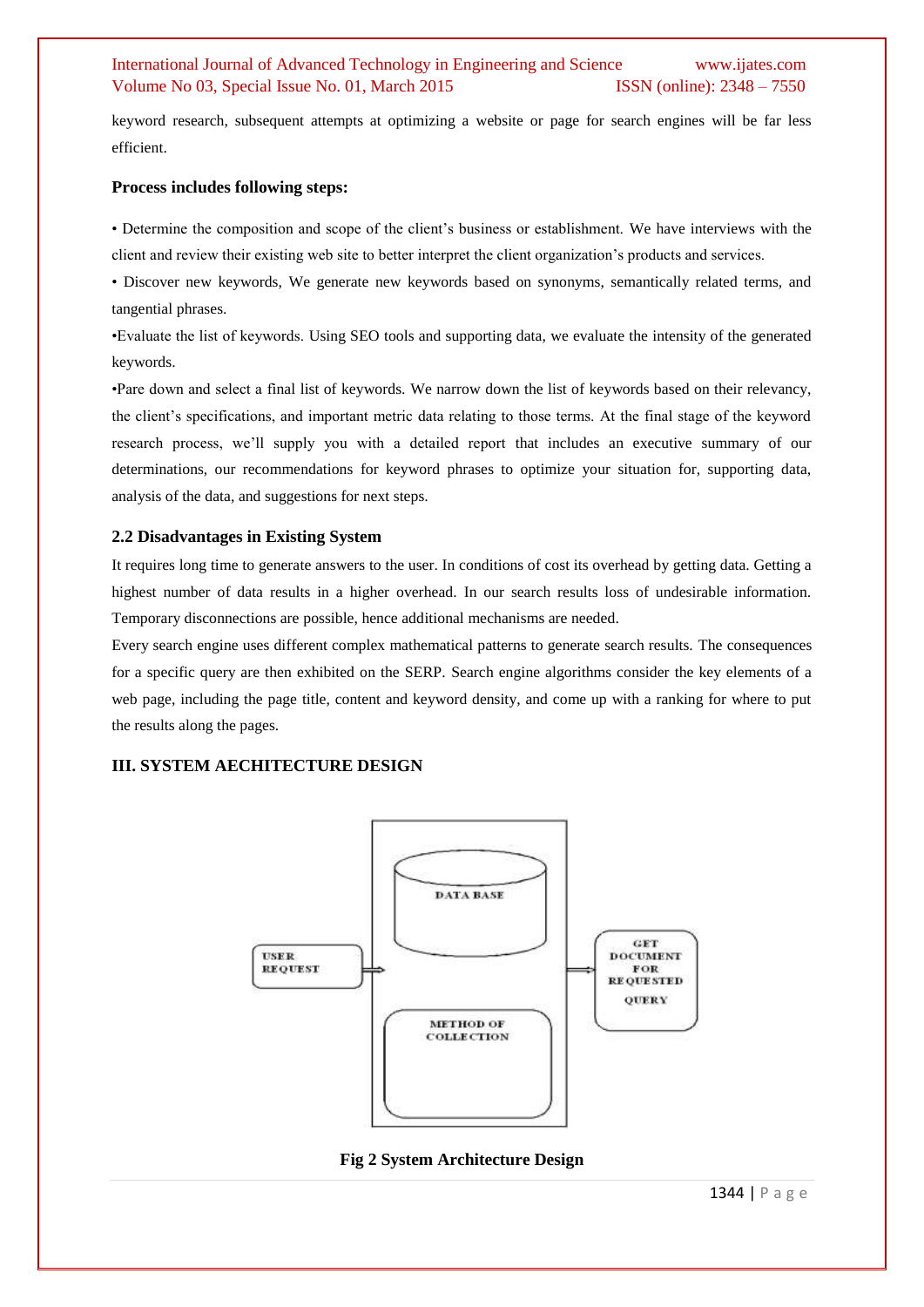keyword research, subsequent attempts at optimizing a website or page for search engines will be far less efficient.

**Process includes following steps:**

• Determine the composition and scope of the client's business or establishment. We have interviews with the client and review their existing web site to better interpret the client organization's products and services.

• Discover new keywords, We generate new keywords based on synonyms, semantically related terms, and tangential phrases.

•Evaluate the list of keywords. Using SEO tools and supporting data, we evaluate the intensity of the generated keywords.

•Pare down and select a final list of keywords. We narrow down the list of keywords based on their relevancy, the client's specifications, and important metric data relating to those terms. At the final stage of the keyword research process, we'll supply you with a detailed report that includes an executive summary of our determinations, our recommendations for keyword phrases to optimize your situation for, supporting data, analysis of the data, and suggestions for next steps.

### 2.2 Disadvantages in Existing System

It requires long time to generate answers to the user. In conditions of cost its overhead by getting data. Getting a highest number of data results in a higher overhead. In our search results loss of undesirable information. Temporary disconnections are possible, hence additional mechanisms are needed.

Every search engine uses different complex mathematical patterns to generate search results. The consequences for a specific query are then exhibited on the SERP. Search engine algorithms consider the key elements of a web page, including the page title, content and keyword density, and come up with a ranking for where to put the results along the pages.

## III. SYSTEM AECHITECTURE DESIGN

USER REQUEST → [DATA BASE / METHOD OF COLLECTION] → GET DOCUMENT FOR REQUESTED QUERY

**Fig 2 System Architecture Design**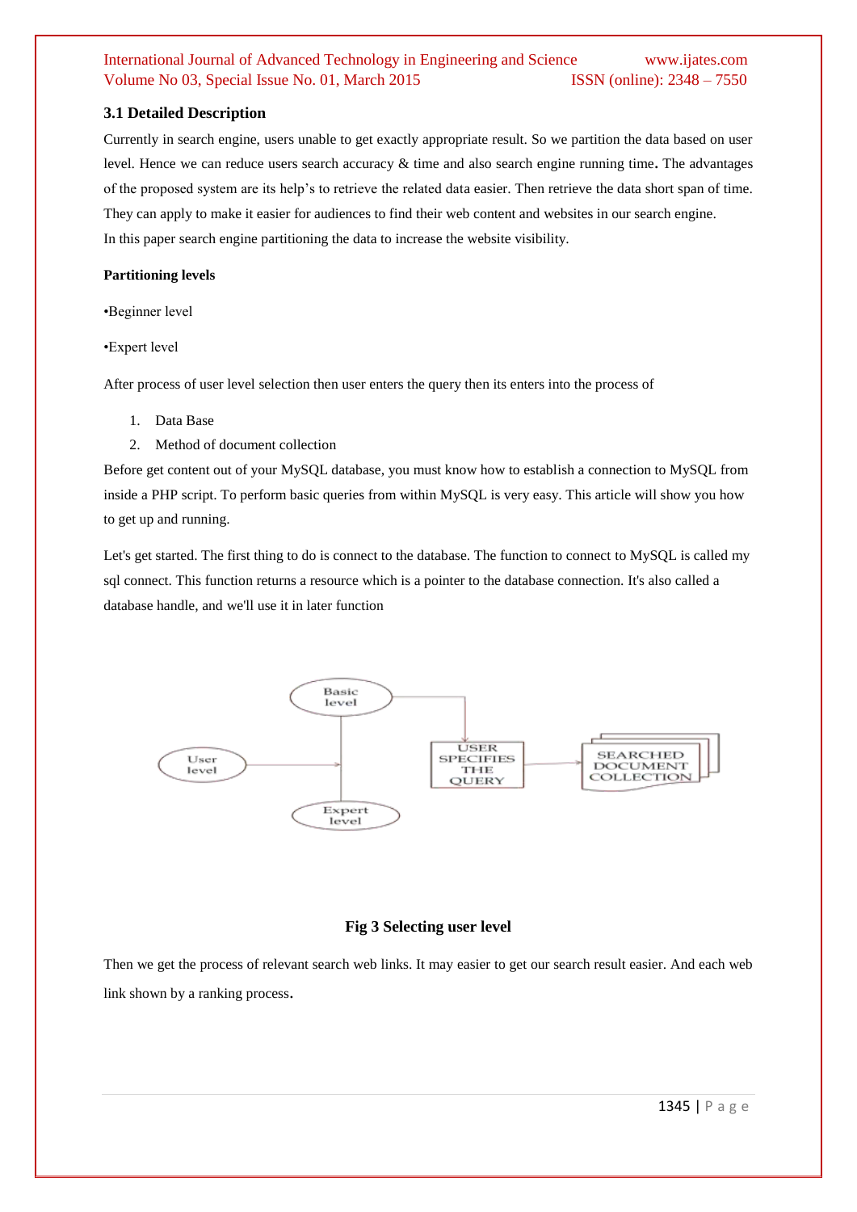### 3.1 Detailed Description

Currently in search engine, users unable to get exactly appropriate result. So we partition the data based on user level. Hence we can reduce users search accuracy & time and also search engine running time**.** The advantages of the proposed system are its help's to retrieve the related data easier. Then retrieve the data short span of time. They can apply to make it easier for audiences to find their web content and websites in our search engine.
In this paper search engine partitioning the data to increase the website visibility.

**Partitioning levels**

•Beginner level

•Expert level

After process of user level selection then user enters the query then its enters into the process of

1. Data Base
2. Method of document collection

Before get content out of your MySQL database, you must know how to establish a connection to MySQL from inside a PHP script. To perform basic queries from within MySQL is very easy. This article will show you how to get up and running.

Let's get started. The first thing to do is connect to the database. The function to connect to MySQL is called my sql connect. This function returns a resource which is a pointer to the database connection. It's also called a database handle, and we'll use it in later function

User level → Basic level / Expert level → USER SPECIFIES THE QUERY → SEARCHED DOCUMENT COLLECTION

**Fig 3 Selecting user level**

Then we get the process of relevant search web links. It may easier to get our search result easier. And each web link shown by a ranking process**.**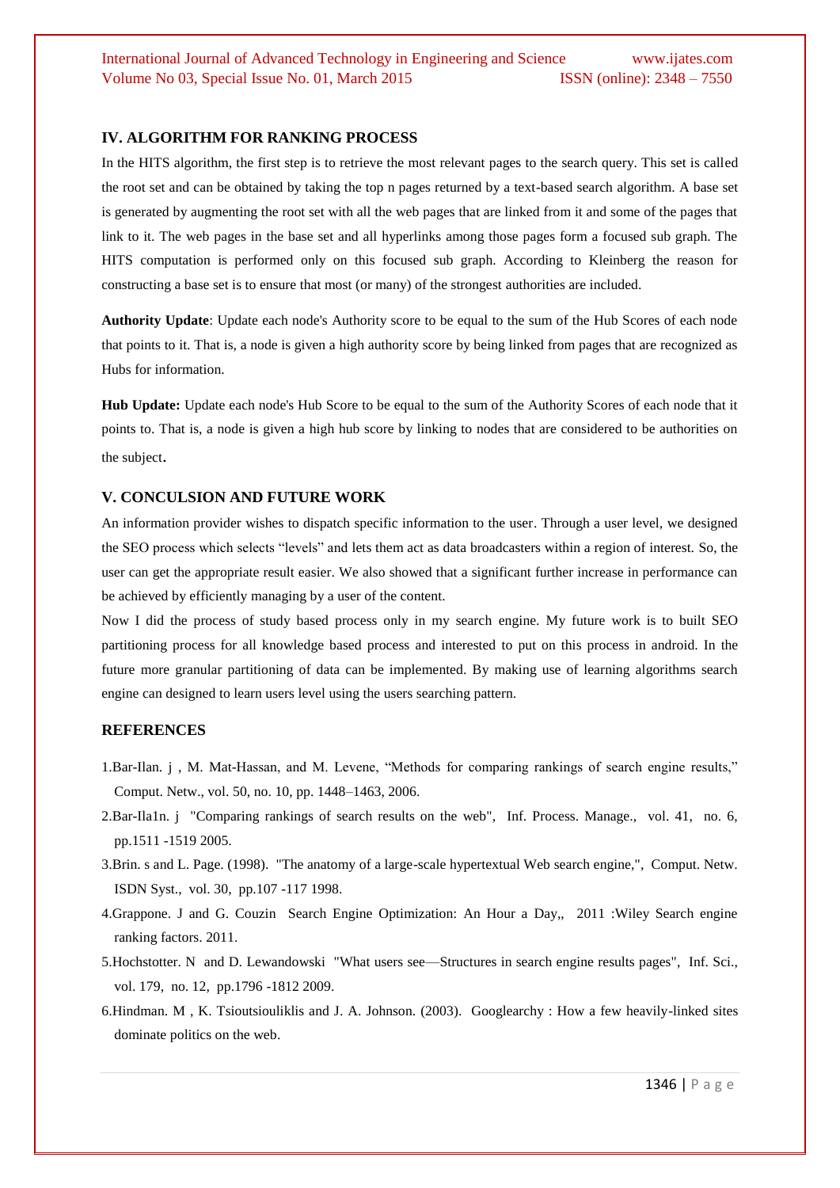## IV. ALGORITHM FOR RANKING PROCESS

In the HITS algorithm, the first step is to retrieve the most relevant pages to the search query. This set is called the root set and can be obtained by taking the top n pages returned by a text-based search algorithm. A base set is generated by augmenting the root set with all the web pages that are linked from it and some of the pages that link to it. The web pages in the base set and all hyperlinks among those pages form a focused sub graph. The HITS computation is performed only on this focused sub graph. According to Kleinberg the reason for constructing a base set is to ensure that most (or many) of the strongest authorities are included.

**Authority Update**: Update each node's Authority score to be equal to the sum of the Hub Scores of each node that points to it. That is, a node is given a high authority score by being linked from pages that are recognized as Hubs for information.

**Hub Update:** Update each node's Hub Score to be equal to the sum of the Authority Scores of each node that it points to. That is, a node is given a high hub score by linking to nodes that are considered to be authorities on the subject.

## V. CONCULSION AND FUTURE WORK

An information provider wishes to dispatch specific information to the user. Through a user level, we designed the SEO process which selects "levels" and lets them act as data broadcasters within a region of interest. So, the user can get the appropriate result easier. We also showed that a significant further increase in performance can be achieved by efficiently managing by a user of the content.

Now I did the process of study based process only in my search engine. My future work is to built SEO partitioning process for all knowledge based process and interested to put on this process in android. In the future more granular partitioning of data can be implemented. By making use of learning algorithms search engine can designed to learn users level using the users searching pattern.

## REFERENCES

1.Bar-Ilan. j , M. Mat-Hassan, and M. Levene, "Methods for comparing rankings of search engine results," Comput. Netw., vol. 50, no. 10, pp. 1448–1463, 2006.

2.Bar-Ila1n. j "Comparing rankings of search results on the web", Inf. Process. Manage., vol. 41, no. 6, pp.1511 -1519 2005.

3.Brin. s and L. Page. (1998). "The anatomy of a large-scale hypertextual Web search engine,", Comput. Netw. ISDN Syst., vol. 30, pp.107 -117 1998.

4.Grappone. J and G. Couzin Search Engine Optimization: An Hour a Day,, 2011 :Wiley Search engine ranking factors. 2011.

5.Hochstotter. N and D. Lewandowski "What users see—Structures in search engine results pages", Inf. Sci., vol. 179, no. 12, pp.1796 -1812 2009.

6.Hindman. M , K. Tsioutsiouliklis and J. A. Johnson. (2003). Googlearchy : How a few heavily-linked sites dominate politics on the web.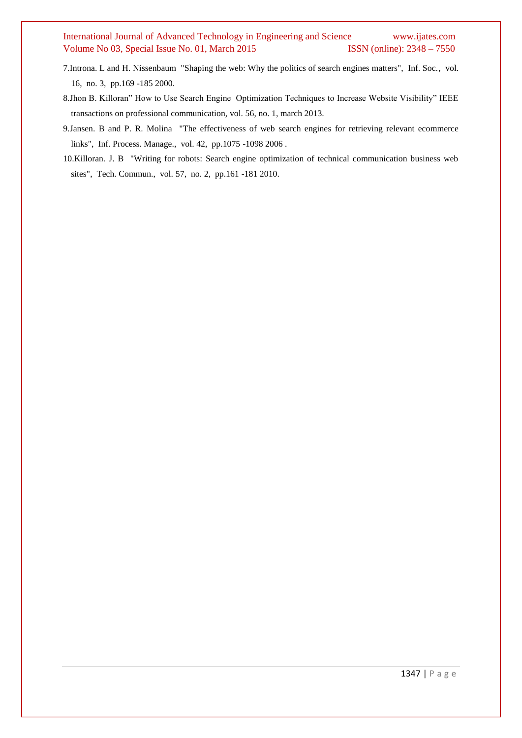7.Introna. L and H. Nissenbaum "Shaping the web: Why the politics of search engines matters", Inf. Soc., vol. 16, no. 3, pp.169 -185 2000.

8.Jhon B. Killoran" How to Use Search Engine Optimization Techniques to Increase Website Visibility" IEEE transactions on professional communication, vol. 56, no. 1, march 2013.

9.Jansen. B and P. R. Molina "The effectiveness of web search engines for retrieving relevant ecommerce links", Inf. Process. Manage., vol. 42, pp.1075 -1098 2006 .

10.Killoran. J. B "Writing for robots: Search engine optimization of technical communication business web sites", Tech. Commun., vol. 57, no. 2, pp.161 -181 2010.